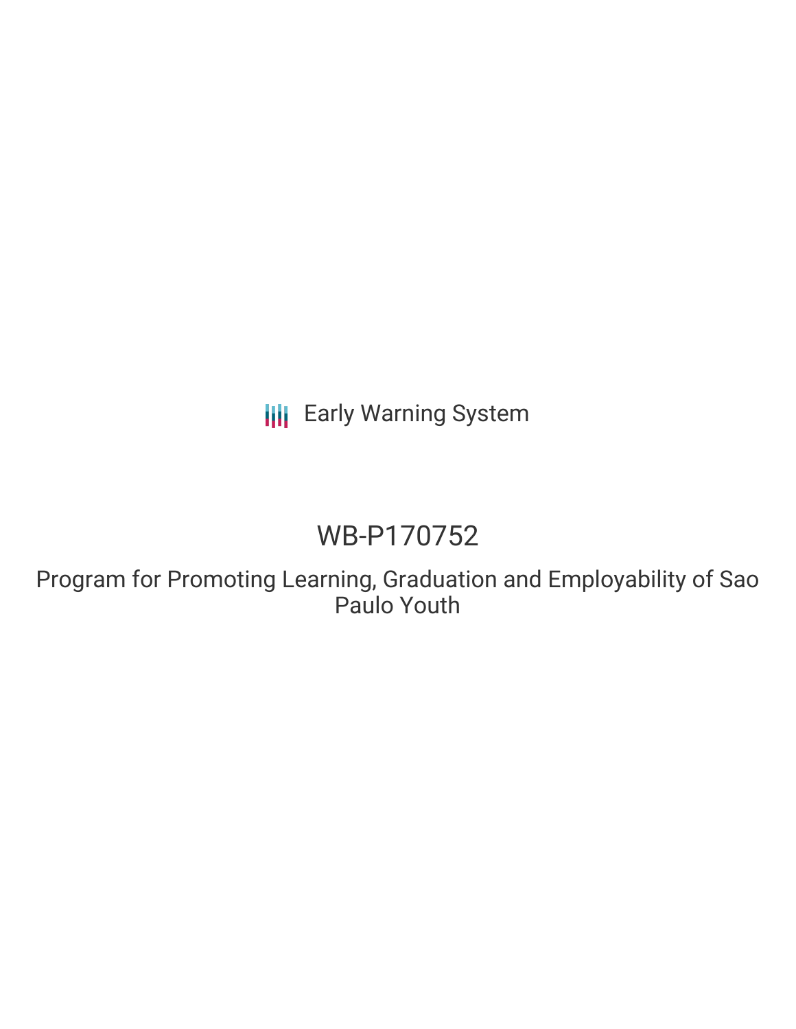Early Warning System

# WB-P170752

## Program for Promoting Learning, Graduation and Employability of Sao Paulo Youth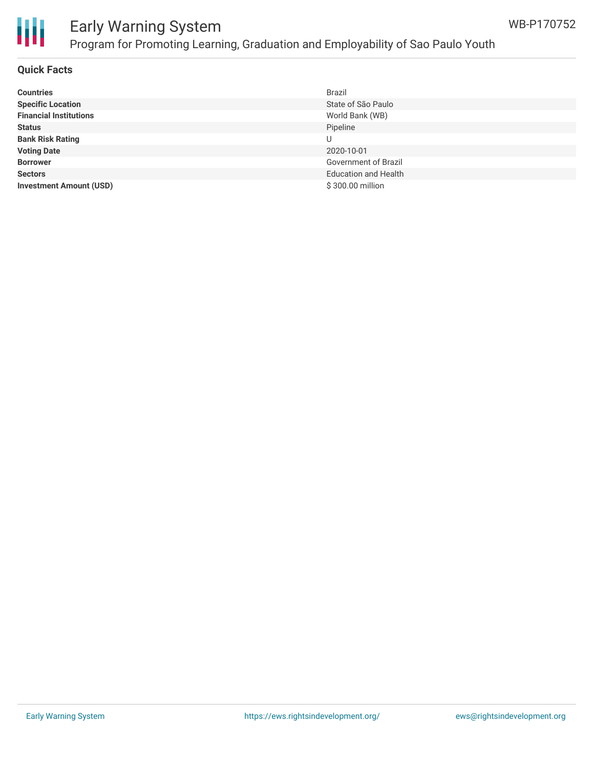# Early Warning System

## Program for Promoting Learning, Graduation and Employability of Sao Paulo Youth

WB-P170752

### Quick Facts

| | |
|---|---|
| **Countries** | Brazil |
| **Specific Location** | State of São Paulo |
| **Financial Institutions** | World Bank (WB) |
| **Status** | Pipeline |
| **Bank Risk Rating** | U |
| **Voting Date** | 2020-10-01 |
| **Borrower** | Government of Brazil |
| **Sectors** | Education and Health |
| **Investment Amount (USD)** | $ 300.00 million |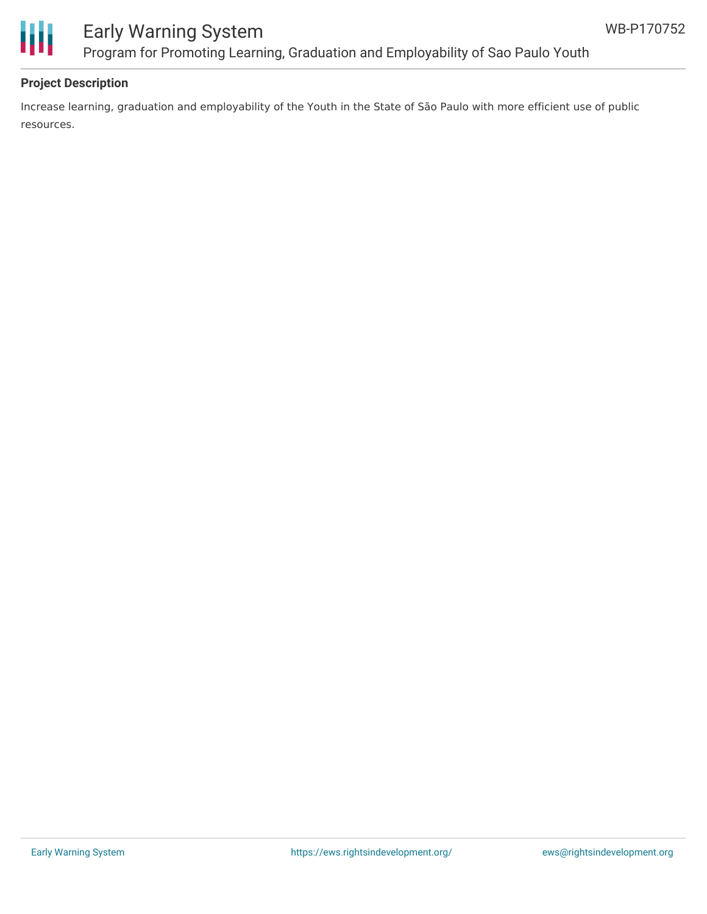**Project Description**

Increase learning, graduation and employability of the Youth in the State of São Paulo with more efficient use of public resources.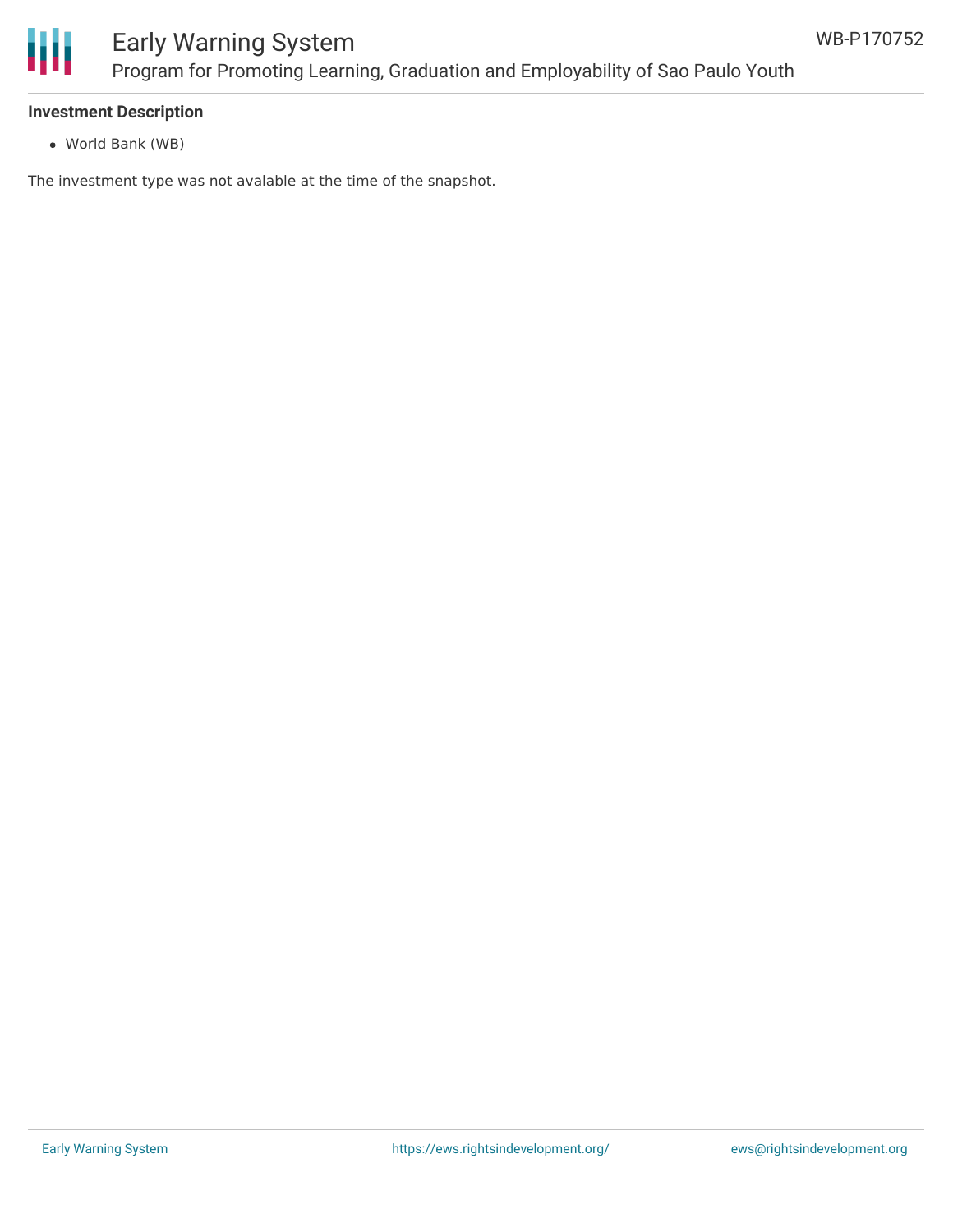### Investment Description

- World Bank (WB)

The investment type was not avalable at the time of the snapshot.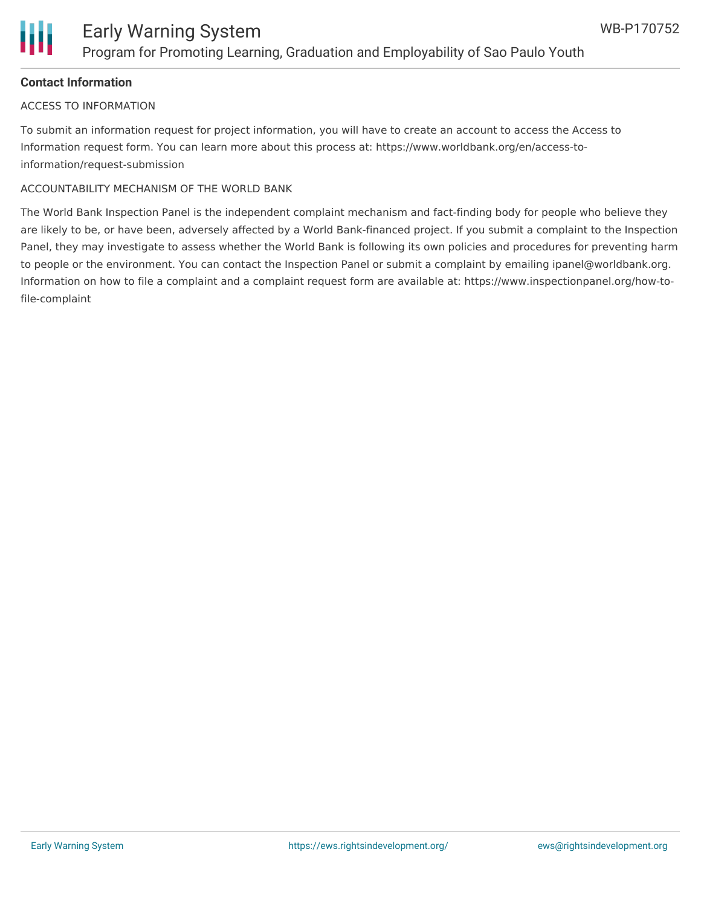**Contact Information**

ACCESS TO INFORMATION

To submit an information request for project information, you will have to create an account to access the Access to Information request form. You can learn more about this process at: https://www.worldbank.org/en/access-to-information/request-submission

ACCOUNTABILITY MECHANISM OF THE WORLD BANK

The World Bank Inspection Panel is the independent complaint mechanism and fact-finding body for people who believe they are likely to be, or have been, adversely affected by a World Bank-financed project. If you submit a complaint to the Inspection Panel, they may investigate to assess whether the World Bank is following its own policies and procedures for preventing harm to people or the environment. You can contact the Inspection Panel or submit a complaint by emailing ipanel@worldbank.org. Information on how to file a complaint and a complaint request form are available at: https://www.inspectionpanel.org/how-to-file-complaint